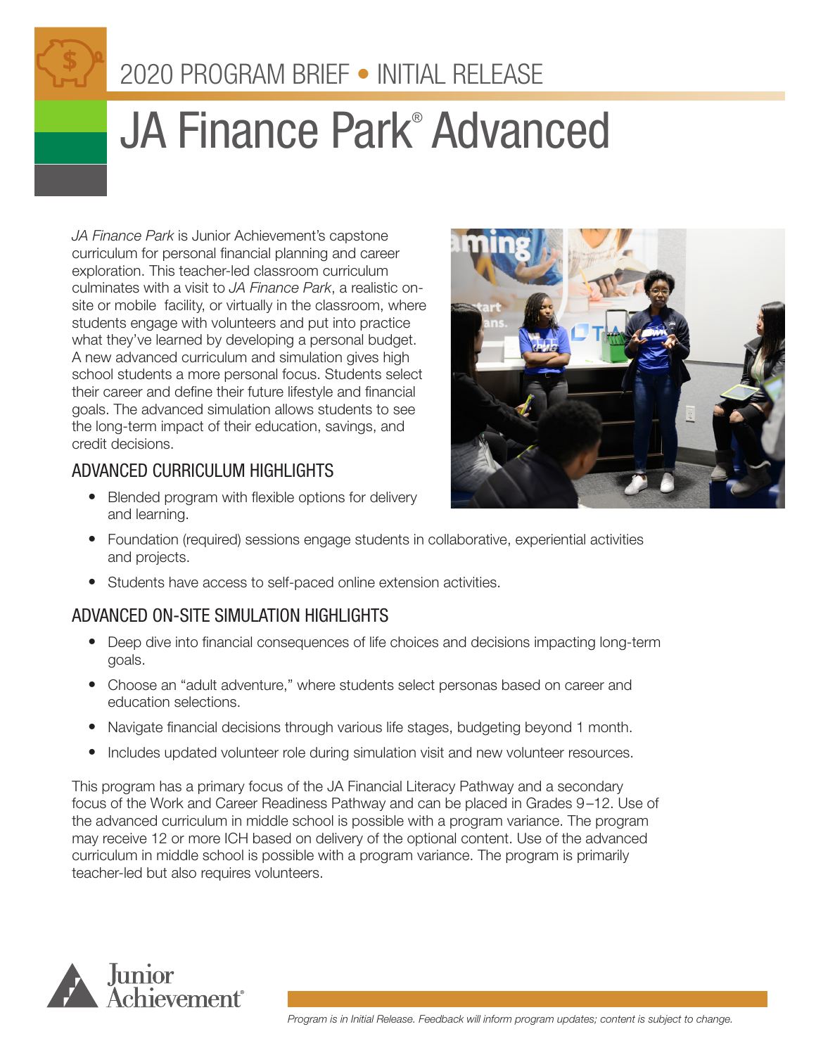2020 PROGRAM BRIEF • INITIAL RELEASE

# JA Finance Park® Advanced

*JA Finance Park* is Junior Achievement's capstone curriculum for personal financial planning and career exploration. This teacher-led classroom curriculum culminates with a visit to *JA Finance Park*, a realistic on-site or mobile facility, or virtually in the classroom, where students engage with volunteers and put into practice what they've learned by developing a personal budget. A new advanced curriculum and simulation gives high school students a more personal focus. Students select their career and define their future lifestyle and financial goals. The advanced simulation allows students to see the long-term impact of their education, savings, and credit decisions.

## ADVANCED CURRICULUM HIGHLIGHTS

- Blended program with flexible options for delivery and learning.
- Foundation (required) sessions engage students in collaborative, experiential activities and projects.
- Students have access to self-paced online extension activities.

## ADVANCED ON-SITE SIMULATION HIGHLIGHTS

- Deep dive into financial consequences of life choices and decisions impacting long-term goals.
- Choose an "adult adventure," where students select personas based on career and education selections.
- Navigate financial decisions through various life stages, budgeting beyond 1 month.
- Includes updated volunteer role during simulation visit and new volunteer resources.

This program has a primary focus of the JA Financial Literacy Pathway and a secondary focus of the Work and Career Readiness Pathway and can be placed in Grades 9–12. Use of the advanced curriculum in middle school is possible with a program variance. The program may receive 12 or more ICH based on delivery of the optional content. Use of the advanced curriculum in middle school is possible with a program variance. The program is primarily teacher-led but also requires volunteers.

*Program is in Initial Release. Feedback will inform program updates; content is subject to change.*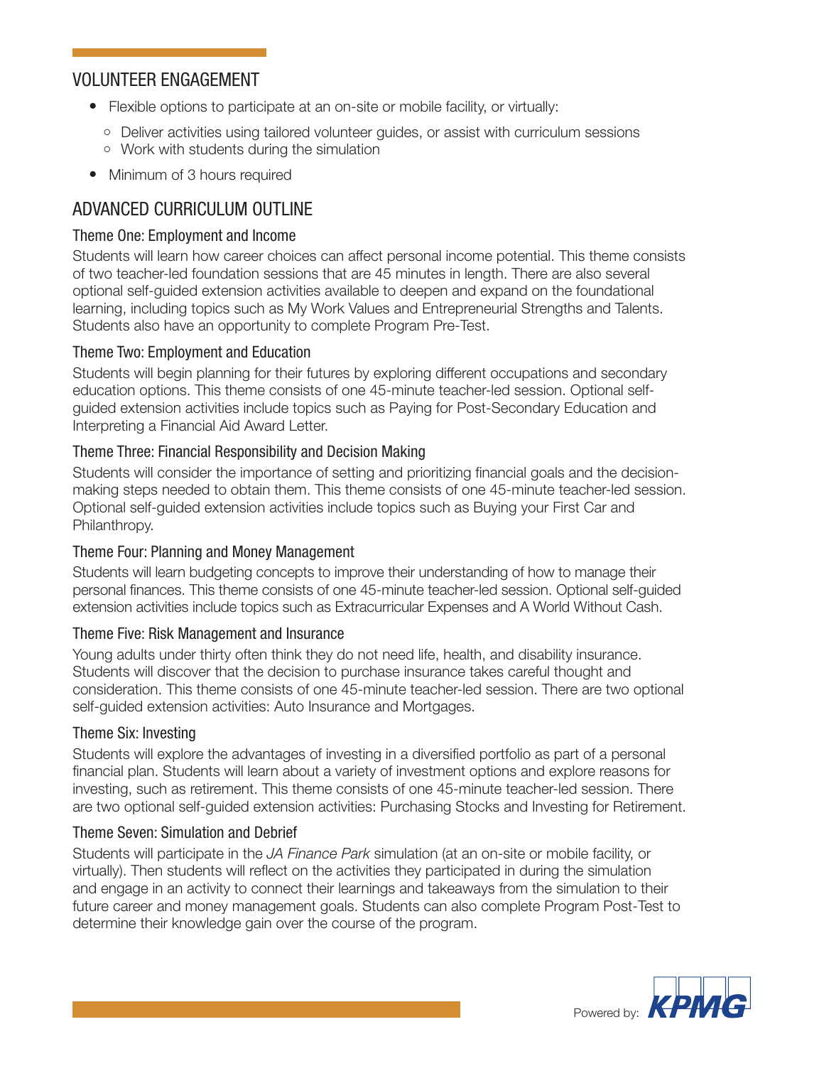## VOLUNTEER ENGAGEMENT

- Flexible options to participate at an on-site or mobile facility, or virtually:
  - Deliver activities using tailored volunteer guides, or assist with curriculum sessions
  - Work with students during the simulation
- Minimum of 3 hours required

## ADVANCED CURRICULUM OUTLINE

### Theme One: Employment and Income

Students will learn how career choices can affect personal income potential. This theme consists of two teacher-led foundation sessions that are 45 minutes in length. There are also several optional self-guided extension activities available to deepen and expand on the foundational learning, including topics such as My Work Values and Entrepreneurial Strengths and Talents. Students also have an opportunity to complete Program Pre-Test.

### Theme Two: Employment and Education

Students will begin planning for their futures by exploring different occupations and secondary education options. This theme consists of one 45-minute teacher-led session. Optional self-guided extension activities include topics such as Paying for Post-Secondary Education and Interpreting a Financial Aid Award Letter.

### Theme Three: Financial Responsibility and Decision Making

Students will consider the importance of setting and prioritizing financial goals and the decision-making steps needed to obtain them. This theme consists of one 45-minute teacher-led session. Optional self-guided extension activities include topics such as Buying your First Car and Philanthropy.

### Theme Four: Planning and Money Management

Students will learn budgeting concepts to improve their understanding of how to manage their personal finances. This theme consists of one 45-minute teacher-led session. Optional self-guided extension activities include topics such as Extracurricular Expenses and A World Without Cash.

### Theme Five: Risk Management and Insurance

Young adults under thirty often think they do not need life, health, and disability insurance. Students will discover that the decision to purchase insurance takes careful thought and consideration. This theme consists of one 45-minute teacher-led session. There are two optional self-guided extension activities: Auto Insurance and Mortgages.

### Theme Six: Investing

Students will explore the advantages of investing in a diversified portfolio as part of a personal financial plan. Students will learn about a variety of investment options and explore reasons for investing, such as retirement. This theme consists of one 45-minute teacher-led session. There are two optional self-guided extension activities: Purchasing Stocks and Investing for Retirement.

### Theme Seven: Simulation and Debrief

Students will participate in the *JA Finance Park* simulation (at an on-site or mobile facility, or virtually). Then students will reflect on the activities they participated in during the simulation and engage in an activity to connect their learnings and takeaways from the simulation to their future career and money management goals. Students can also complete Program Post-Test to determine their knowledge gain over the course of the program.

Powered by: KPMG